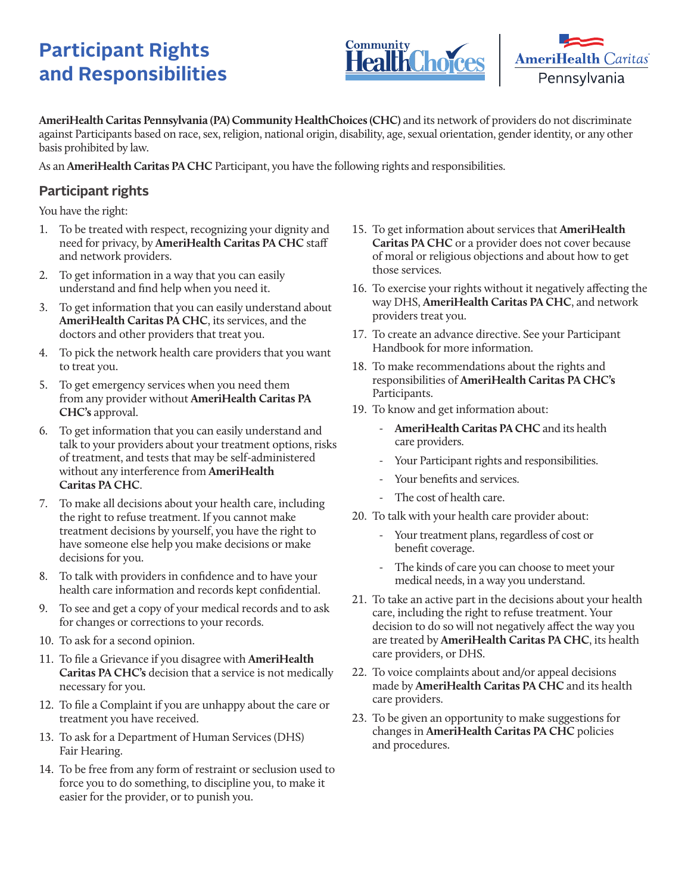# Participant Rights and Responsibilities

**AmeriHealth Caritas Pennsylvania (PA) Community HealthChoices (CHC)** and its network of providers do not discriminate against Participants based on race, sex, religion, national origin, disability, age, sexual orientation, gender identity, or any other basis prohibited by law.

As an **AmeriHealth Caritas PA CHC** Participant, you have the following rights and responsibilities.

## Participant rights

You have the right:

1. To be treated with respect, recognizing your dignity and need for privacy, by **AmeriHealth Caritas PA CHC** staff and network providers.
2. To get information in a way that you can easily understand and find help when you need it.
3. To get information that you can easily understand about **AmeriHealth Caritas PA CHC**, its services, and the doctors and other providers that treat you.
4. To pick the network health care providers that you want to treat you.
5. To get emergency services when you need them from any provider without **AmeriHealth Caritas PA CHC's** approval.
6. To get information that you can easily understand and talk to your providers about your treatment options, risks of treatment, and tests that may be self-administered without any interference from **AmeriHealth Caritas PA CHC**.
7. To make all decisions about your health care, including the right to refuse treatment. If you cannot make treatment decisions by yourself, you have the right to have someone else help you make decisions or make decisions for you.
8. To talk with providers in confidence and to have your health care information and records kept confidential.
9. To see and get a copy of your medical records and to ask for changes or corrections to your records.
10. To ask for a second opinion.
11. To file a Grievance if you disagree with **AmeriHealth Caritas PA CHC's** decision that a service is not medically necessary for you.
12. To file a Complaint if you are unhappy about the care or treatment you have received.
13. To ask for a Department of Human Services (DHS) Fair Hearing.
14. To be free from any form of restraint or seclusion used to force you to do something, to discipline you, to make it easier for the provider, or to punish you.
15. To get information about services that **AmeriHealth Caritas PA CHC** or a provider does not cover because of moral or religious objections and about how to get those services.
16. To exercise your rights without it negatively affecting the way DHS, **AmeriHealth Caritas PA CHC**, and network providers treat you.
17. To create an advance directive. See your Participant Handbook for more information.
18. To make recommendations about the rights and responsibilities of **AmeriHealth Caritas PA CHC's** Participants.
19. To know and get information about:
    - **AmeriHealth Caritas PA CHC** and its health care providers.
    - Your Participant rights and responsibilities.
    - Your benefits and services.
    - The cost of health care.
20. To talk with your health care provider about:
    - Your treatment plans, regardless of cost or benefit coverage.
    - The kinds of care you can choose to meet your medical needs, in a way you understand.
21. To take an active part in the decisions about your health care, including the right to refuse treatment. Your decision to do so will not negatively affect the way you are treated by **AmeriHealth Caritas PA CHC**, its health care providers, or DHS.
22. To voice complaints about and/or appeal decisions made by **AmeriHealth Caritas PA CHC** and its health care providers.
23. To be given an opportunity to make suggestions for changes in **AmeriHealth Caritas PA CHC** policies and procedures.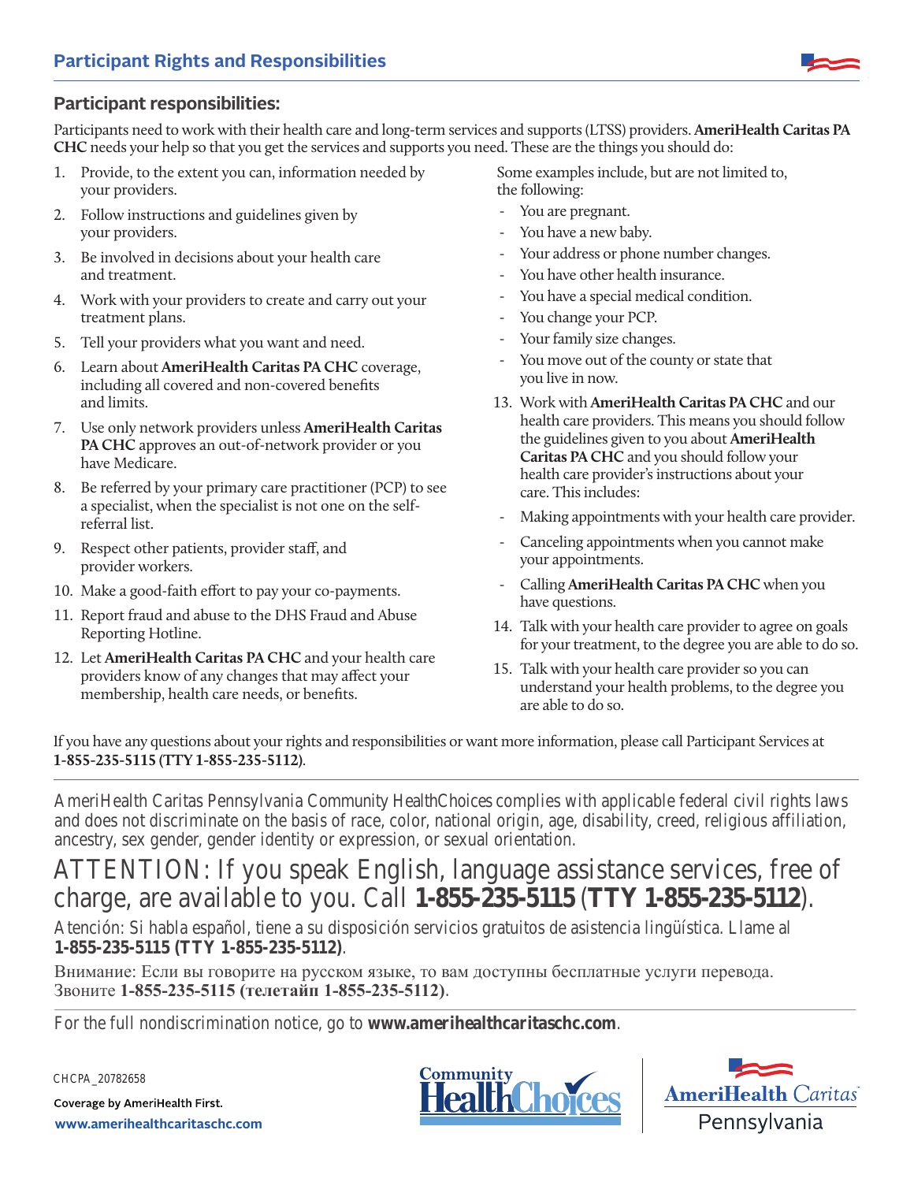## Participant Rights and Responsibilities

### Participant responsibilities:

Participants need to work with their health care and long-term services and supports (LTSS) providers. **AmeriHealth Caritas PA CHC** needs your help so that you get the services and supports you need. These are the things you should do:

1. Provide, to the extent you can, information needed by your providers.
2. Follow instructions and guidelines given by your providers.
3. Be involved in decisions about your health care and treatment.
4. Work with your providers to create and carry out your treatment plans.
5. Tell your providers what you want and need.
6. Learn about **AmeriHealth Caritas PA CHC** coverage, including all covered and non-covered benefits and limits.
7. Use only network providers unless **AmeriHealth Caritas PA CHC** approves an out-of-network provider or you have Medicare.
8. Be referred by your primary care practitioner (PCP) to see a specialist, when the specialist is not one on the self-referral list.
9. Respect other patients, provider staff, and provider workers.
10. Make a good-faith effort to pay your co-payments.
11. Report fraud and abuse to the DHS Fraud and Abuse Reporting Hotline.
12. Let **AmeriHealth Caritas PA CHC** and your health care providers know of any changes that may affect your membership, health care needs, or benefits.

    Some examples include, but are not limited to, the following:

    - You are pregnant.
    - You have a new baby.
    - Your address or phone number changes.
    - You have other health insurance.
    - You have a special medical condition.
    - You change your PCP.
    - Your family size changes.
    - You move out of the county or state that you live in now.
13. Work with **AmeriHealth Caritas PA CHC** and our health care providers. This means you should follow the guidelines given to you about **AmeriHealth Caritas PA CHC** and you should follow your health care provider's instructions about your care. This includes:
    - Making appointments with your health care provider.
    - Canceling appointments when you cannot make your appointments.
    - Calling **AmeriHealth Caritas PA CHC** when you have questions.
14. Talk with your health care provider to agree on goals for your treatment, to the degree you are able to do so.
15. Talk with your health care provider so you can understand your health problems, to the degree you are able to do so.

If you have any questions about your rights and responsibilities or want more information, please call Participant Services at **1-855-235-5115 (TTY 1-855-235-5112)**.

AmeriHealth Caritas Pennsylvania Community HealthChoices complies with applicable federal civil rights laws and does not discriminate on the basis of race, color, national origin, age, disability, creed, religious affiliation, ancestry, sex gender, gender identity or expression, or sexual orientation.

ATTENTION: If you speak English, language assistance services, free of charge, are available to you. Call **1-855-235-5115** (**TTY 1-855-235-5112**).

Atención: Si habla español, tiene a su disposición servicios gratuitos de asistencia lingüística. Llame al **1-855-235-5115 (TTY 1-855-235-5112)**.

Внимание: Если вы говорите на русском языке, то вам доступны бесплатные услуги перевода. Звоните **1-855-235-5115 (телетайп 1-855-235-5112)**.

For the full nondiscrimination notice, go to **www.amerihealthcaritaschc.com**.

CHCPA_20782658

Coverage by AmeriHealth First.

www.amerihealthcaritaschc.com

Community HealthChoices

AmeriHealth Caritas Pennsylvania